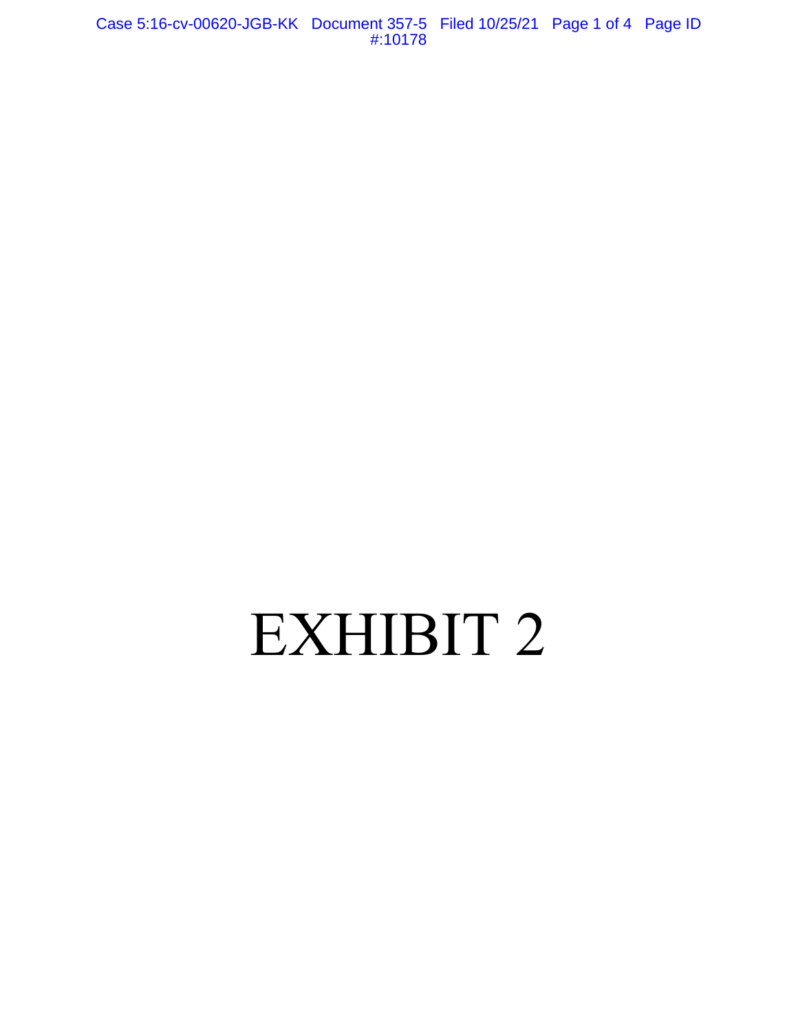# EXHIBIT 2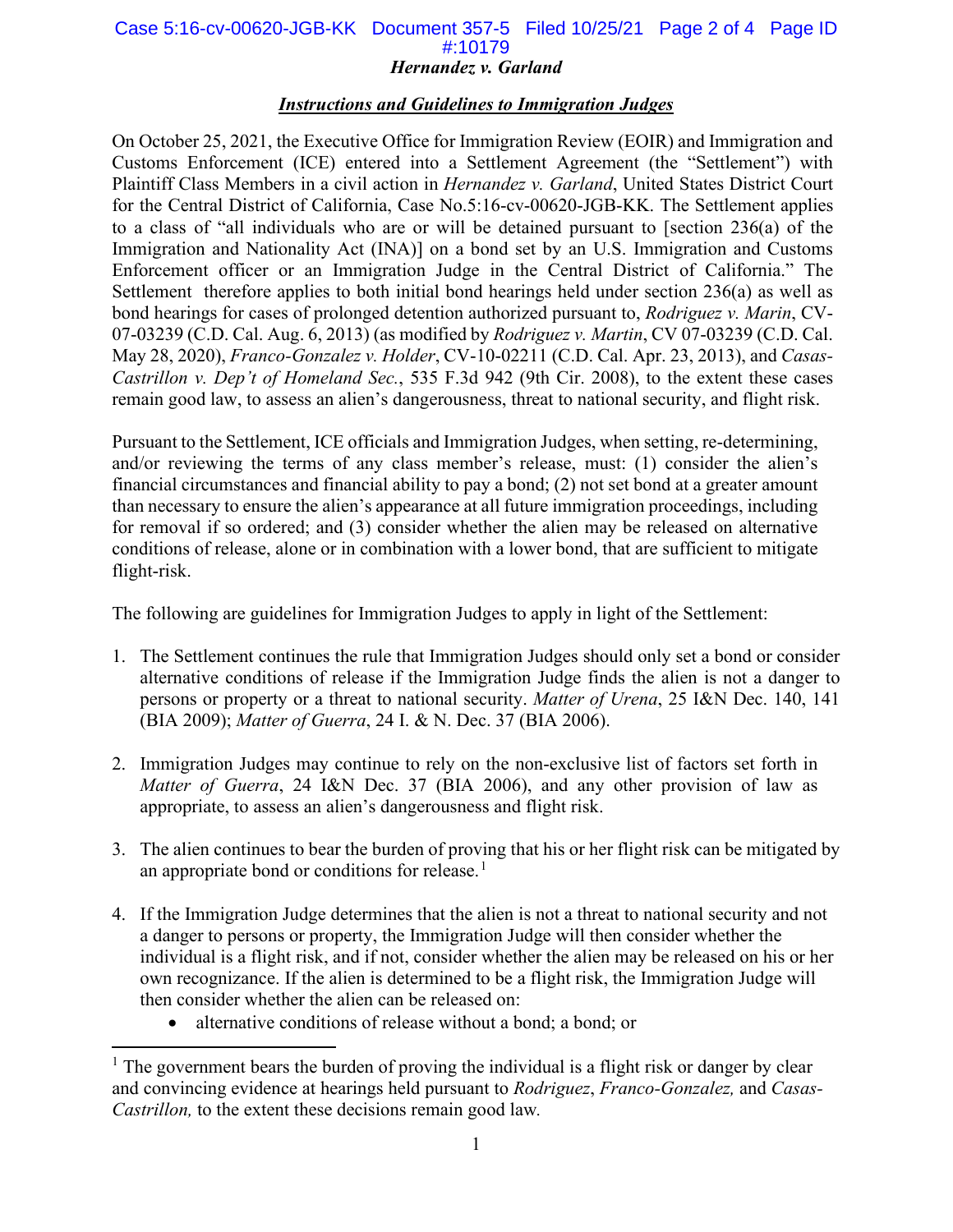*Hernandez v. Garland*

## ***Instructions and Guidelines to Immigration Judges***

On October 25, 2021, the Executive Office for Immigration Review (EOIR) and Immigration and Customs Enforcement (ICE) entered into a Settlement Agreement (the "Settlement") with Plaintiff Class Members in a civil action in *Hernandez v. Garland*, United States District Court for the Central District of California, Case No.5:16-cv-00620-JGB-KK. The Settlement applies to a class of "all individuals who are or will be detained pursuant to [section 236(a) of the Immigration and Nationality Act (INA)] on a bond set by an U.S. Immigration and Customs Enforcement officer or an Immigration Judge in the Central District of California." The Settlement therefore applies to both initial bond hearings held under section 236(a) as well as bond hearings for cases of prolonged detention authorized pursuant to, *Rodriguez v. Marin*, CV-07-03239 (C.D. Cal. Aug. 6, 2013) (as modified by *Rodriguez v. Martin*, CV 07-03239 (C.D. Cal. May 28, 2020), *Franco-Gonzalez v. Holder*, CV-10-02211 (C.D. Cal. Apr. 23, 2013), and *Casas-Castrillon v. Dep't of Homeland Sec.*, 535 F.3d 942 (9th Cir. 2008), to the extent these cases remain good law, to assess an alien's dangerousness, threat to national security, and flight risk.

Pursuant to the Settlement, ICE officials and Immigration Judges, when setting, re-determining, and/or reviewing the terms of any class member's release, must: (1) consider the alien's financial circumstances and financial ability to pay a bond; (2) not set bond at a greater amount than necessary to ensure the alien's appearance at all future immigration proceedings, including for removal if so ordered; and (3) consider whether the alien may be released on alternative conditions of release, alone or in combination with a lower bond, that are sufficient to mitigate flight-risk.

The following are guidelines for Immigration Judges to apply in light of the Settlement:

1. The Settlement continues the rule that Immigration Judges should only set a bond or consider alternative conditions of release if the Immigration Judge finds the alien is not a danger to persons or property or a threat to national security. *Matter of Urena*, 25 I&N Dec. 140, 141 (BIA 2009); *Matter of Guerra*, 24 I. & N. Dec. 37 (BIA 2006).

2. Immigration Judges may continue to rely on the non-exclusive list of factors set forth in *Matter of Guerra*, 24 I&N Dec. 37 (BIA 2006), and any other provision of law as appropriate, to assess an alien's dangerousness and flight risk.

3. The alien continues to bear the burden of proving that his or her flight risk can be mitigated by an appropriate bond or conditions for release.[1]

4. If the Immigration Judge determines that the alien is not a threat to national security and not a danger to persons or property, the Immigration Judge will then consider whether the individual is a flight risk, and if not, consider whether the alien may be released on his or her own recognizance. If the alien is determined to be a flight risk, the Immigration Judge will then consider whether the alien can be released on:
   - alternative conditions of release without a bond; a bond; or

---

[1] The government bears the burden of proving the individual is a flight risk or danger by clear and convincing evidence at hearings held pursuant to *Rodriguez*, *Franco-Gonzalez,* and *Casas-Castrillon,* to the extent these decisions remain good law.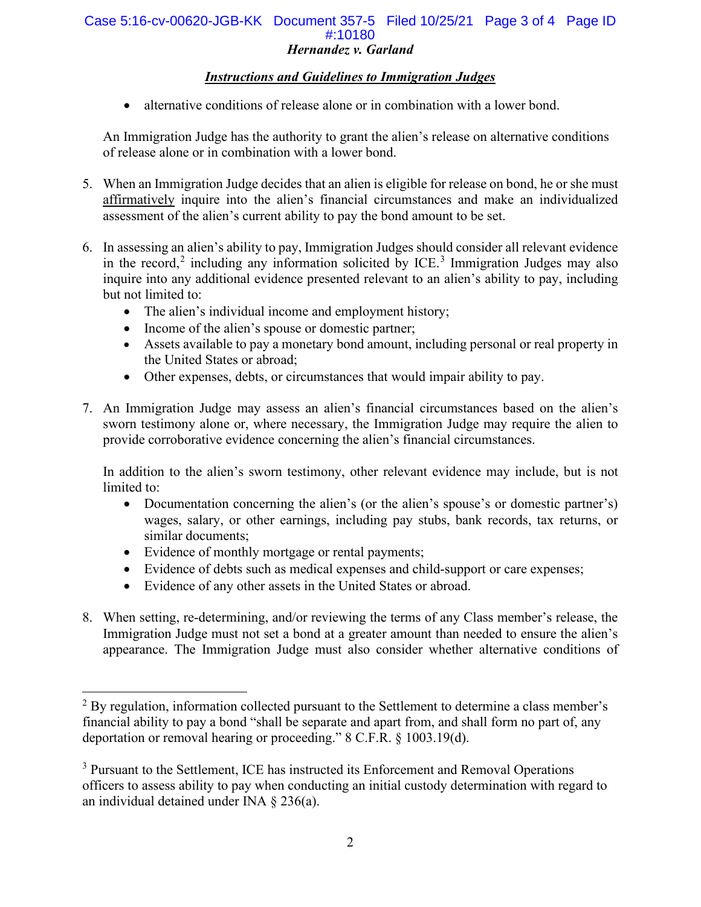- alternative conditions of release alone or in combination with a lower bond.

An Immigration Judge has the authority to grant the alien's release on alternative conditions of release alone or in combination with a lower bond.

5. When an Immigration Judge decides that an alien is eligible for release on bond, he or she must affirmatively inquire into the alien's financial circumstances and make an individualized assessment of the alien's current ability to pay the bond amount to be set.

6. In assessing an alien's ability to pay, Immigration Judges should consider all relevant evidence in the record,[2] including any information solicited by ICE.[3] Immigration Judges may also inquire into any additional evidence presented relevant to an alien's ability to pay, including but not limited to:
   - The alien's individual income and employment history;
   - Income of the alien's spouse or domestic partner;
   - Assets available to pay a monetary bond amount, including personal or real property in the United States or abroad;
   - Other expenses, debts, or circumstances that would impair ability to pay.

7. An Immigration Judge may assess an alien's financial circumstances based on the alien's sworn testimony alone or, where necessary, the Immigration Judge may require the alien to provide corroborative evidence concerning the alien's financial circumstances.

   In addition to the alien's sworn testimony, other relevant evidence may include, but is not limited to:
   - Documentation concerning the alien's (or the alien's spouse's or domestic partner's) wages, salary, or other earnings, including pay stubs, bank records, tax returns, or similar documents;
   - Evidence of monthly mortgage or rental payments;
   - Evidence of debts such as medical expenses and child-support or care expenses;
   - Evidence of any other assets in the United States or abroad.

8. When setting, re-determining, and/or reviewing the terms of any Class member's release, the Immigration Judge must not set a bond at a greater amount than needed to ensure the alien's appearance. The Immigration Judge must also consider whether alternative conditions of

---

[2] By regulation, information collected pursuant to the Settlement to determine a class member's financial ability to pay a bond "shall be separate and apart from, and shall form no part of, any deportation or removal hearing or proceeding." 8 C.F.R. § 1003.19(d).

[3] Pursuant to the Settlement, ICE has instructed its Enforcement and Removal Operations officers to assess ability to pay when conducting an initial custody determination with regard to an individual detained under INA § 236(a).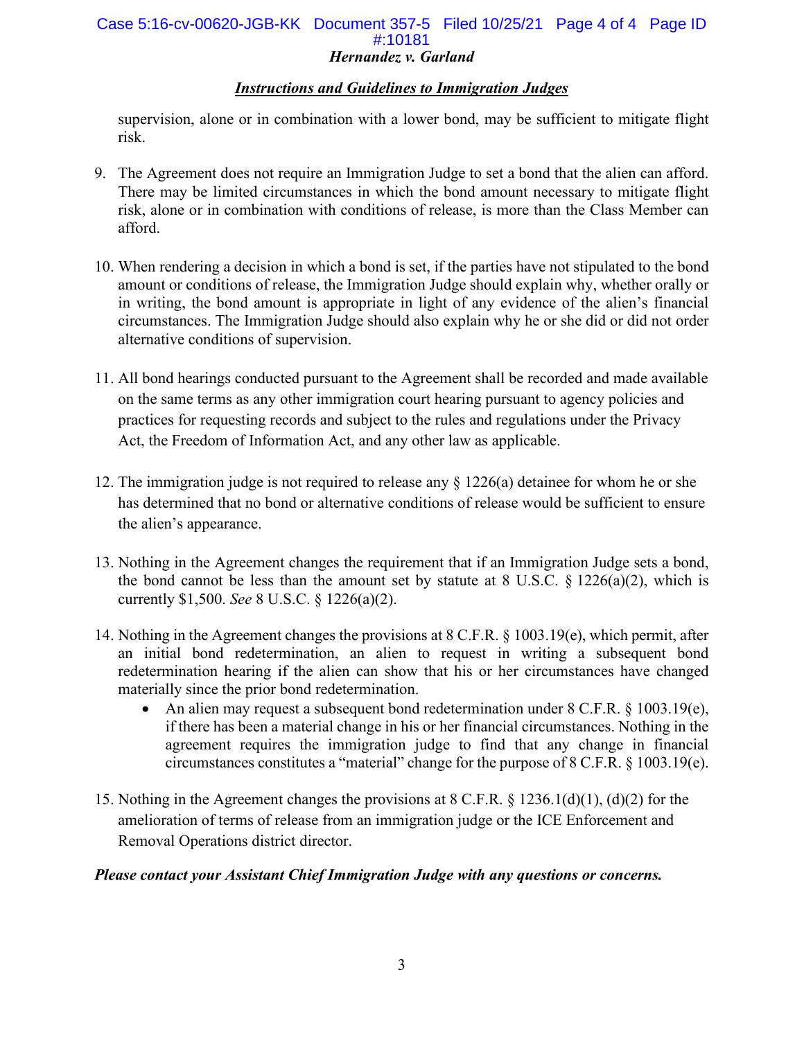supervision, alone or in combination with a lower bond, may be sufficient to mitigate flight risk.

9. The Agreement does not require an Immigration Judge to set a bond that the alien can afford. There may be limited circumstances in which the bond amount necessary to mitigate flight risk, alone or in combination with conditions of release, is more than the Class Member can afford.

10. When rendering a decision in which a bond is set, if the parties have not stipulated to the bond amount or conditions of release, the Immigration Judge should explain why, whether orally or in writing, the bond amount is appropriate in light of any evidence of the alien's financial circumstances. The Immigration Judge should also explain why he or she did or did not order alternative conditions of supervision.

11. All bond hearings conducted pursuant to the Agreement shall be recorded and made available on the same terms as any other immigration court hearing pursuant to agency policies and practices for requesting records and subject to the rules and regulations under the Privacy Act, the Freedom of Information Act, and any other law as applicable.

12. The immigration judge is not required to release any § 1226(a) detainee for whom he or she has determined that no bond or alternative conditions of release would be sufficient to ensure the alien's appearance.

13. Nothing in the Agreement changes the requirement that if an Immigration Judge sets a bond, the bond cannot be less than the amount set by statute at 8 U.S.C. § 1226(a)(2), which is currently $1,500. *See* 8 U.S.C. § 1226(a)(2).

14. Nothing in the Agreement changes the provisions at 8 C.F.R. § 1003.19(e), which permit, after an initial bond redetermination, an alien to request in writing a subsequent bond redetermination hearing if the alien can show that his or her circumstances have changed materially since the prior bond redetermination.
    - An alien may request a subsequent bond redetermination under 8 C.F.R. § 1003.19(e), if there has been a material change in his or her financial circumstances. Nothing in the agreement requires the immigration judge to find that any change in financial circumstances constitutes a "material" change for the purpose of 8 C.F.R. § 1003.19(e).

15. Nothing in the Agreement changes the provisions at 8 C.F.R. § 1236.1(d)(1), (d)(2) for the amelioration of terms of release from an immigration judge or the ICE Enforcement and Removal Operations district director.

***Please contact your Assistant Chief Immigration Judge with any questions or concerns.***